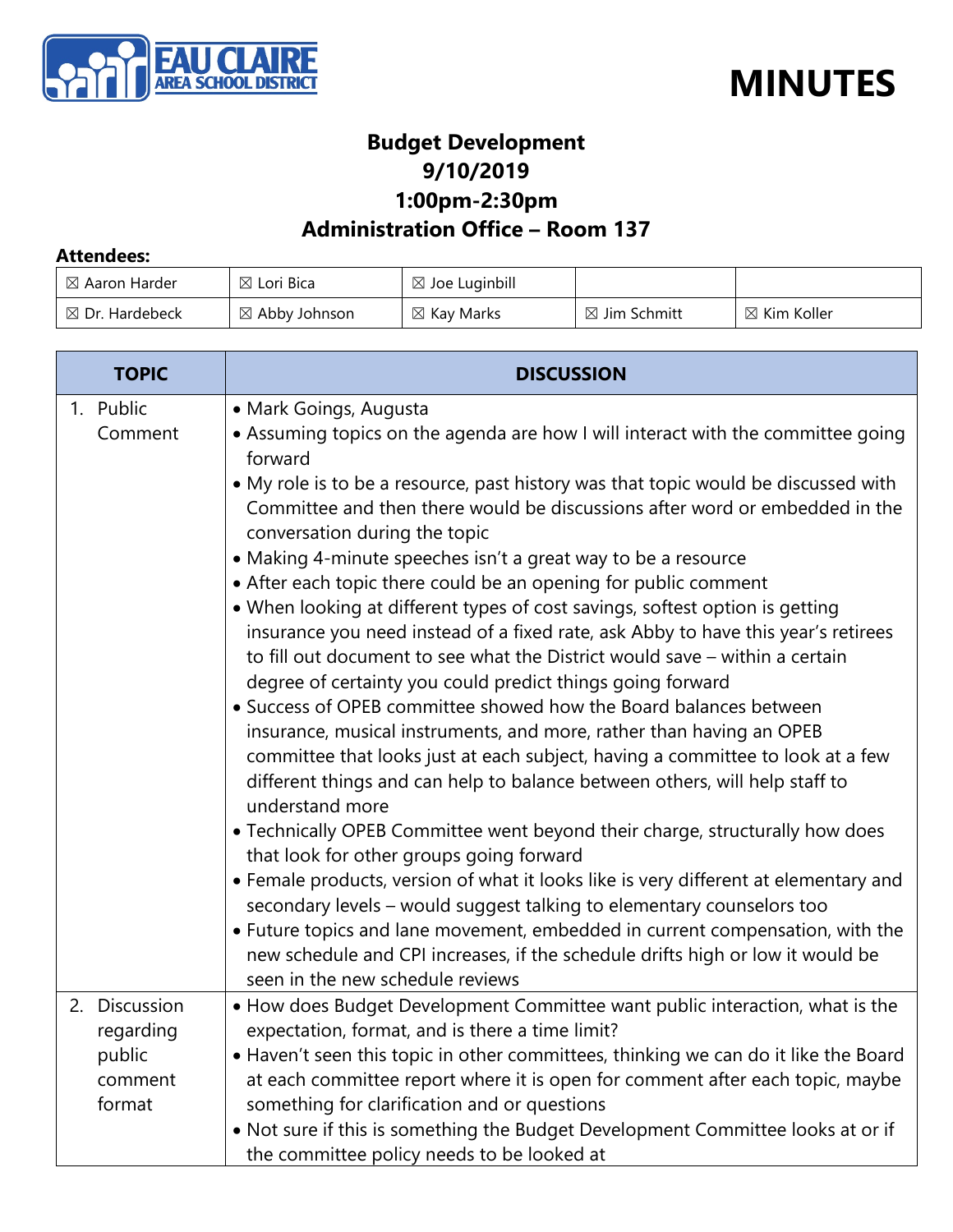EAU CLAIRE AREA SCHOOL DISTRICT

# MINUTES

## Budget Development
## 9/10/2019
## 1:00pm-2:30pm
## Administration Office – Room 137

**Attendees:**

| | | | | |
|---|---|---|---|---|
| ☒ Aaron Harder | ☒ Lori Bica | ☒ Joe Luginbill | | |
| ☒ Dr. Hardebeck | ☒ Abby Johnson | ☒ Kay Marks | ☒ Jim Schmitt | ☒ Kim Koller |

| TOPIC | DISCUSSION |
|---|---|
| 1. Public Comment | • Mark Goings, Augusta<br>• Assuming topics on the agenda are how I will interact with the committee going forward<br>• My role is to be a resource, past history was that topic would be discussed with Committee and then there would be discussions after word or embedded in the conversation during the topic<br>• Making 4-minute speeches isn't a great way to be a resource<br>• After each topic there could be an opening for public comment<br>• When looking at different types of cost savings, softest option is getting insurance you need instead of a fixed rate, ask Abby to have this year's retirees to fill out document to see what the District would save – within a certain degree of certainty you could predict things going forward<br>• Success of OPEB committee showed how the Board balances between insurance, musical instruments, and more, rather than having an OPEB committee that looks just at each subject, having a committee to look at a few different things and can help to balance between others, will help staff to understand more<br>• Technically OPEB Committee went beyond their charge, structurally how does that look for other groups going forward<br>• Female products, version of what it looks like is very different at elementary and secondary levels – would suggest talking to elementary counselors too<br>• Future topics and lane movement, embedded in current compensation, with the new schedule and CPI increases, if the schedule drifts high or low it would be seen in the new schedule reviews |
| 2. Discussion regarding public comment format | • How does Budget Development Committee want public interaction, what is the expectation, format, and is there a time limit?<br>• Haven't seen this topic in other committees, thinking we can do it like the Board at each committee report where it is open for comment after each topic, maybe something for clarification and or questions<br>• Not sure if this is something the Budget Development Committee looks at or if the committee policy needs to be looked at |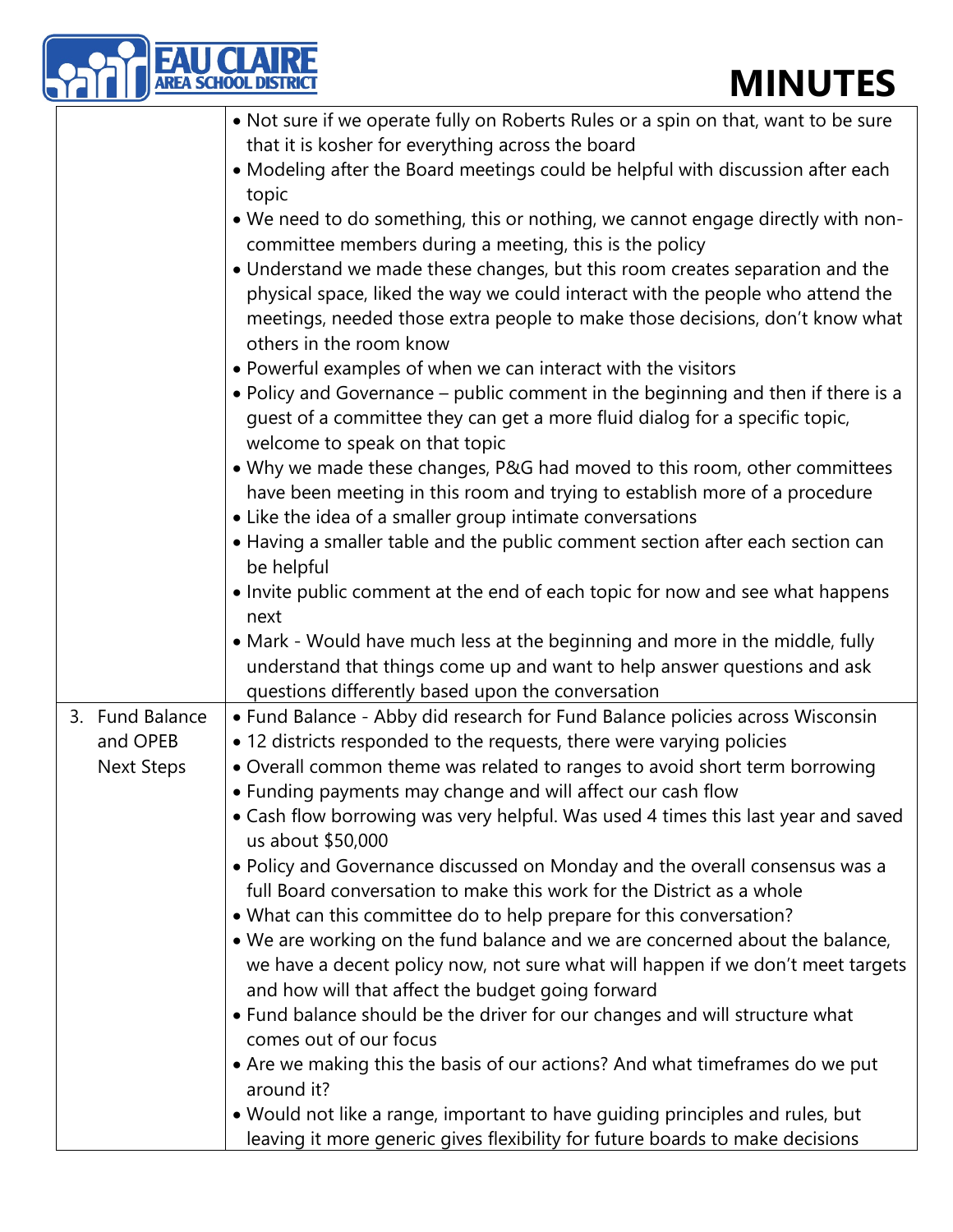# MINUTES

| | |
|---|---|
| | • Not sure if we operate fully on Roberts Rules or a spin on that, want to be sure that it is kosher for everything across the board<br>• Modeling after the Board meetings could be helpful with discussion after each topic<br>• We need to do something, this or nothing, we cannot engage directly with non-committee members during a meeting, this is the policy<br>• Understand we made these changes, but this room creates separation and the physical space, liked the way we could interact with the people who attend the meetings, needed those extra people to make those decisions, don't know what others in the room know<br>• Powerful examples of when we can interact with the visitors<br>• Policy and Governance – public comment in the beginning and then if there is a guest of a committee they can get a more fluid dialog for a specific topic, welcome to speak on that topic<br>• Why we made these changes, P&G had moved to this room, other committees have been meeting in this room and trying to establish more of a procedure<br>• Like the idea of a smaller group intimate conversations<br>• Having a smaller table and the public comment section after each section can be helpful<br>• Invite public comment at the end of each topic for now and see what happens next<br>• Mark - Would have much less at the beginning and more in the middle, fully understand that things come up and want to help answer questions and ask questions differently based upon the conversation |
| 3. Fund Balance and OPEB Next Steps | • Fund Balance - Abby did research for Fund Balance policies across Wisconsin<br>• 12 districts responded to the requests, there were varying policies<br>• Overall common theme was related to ranges to avoid short term borrowing<br>• Funding payments may change and will affect our cash flow<br>• Cash flow borrowing was very helpful. Was used 4 times this last year and saved us about $50,000<br>• Policy and Governance discussed on Monday and the overall consensus was a full Board conversation to make this work for the District as a whole<br>• What can this committee do to help prepare for this conversation?<br>• We are working on the fund balance and we are concerned about the balance, we have a decent policy now, not sure what will happen if we don't meet targets and how will that affect the budget going forward<br>• Fund balance should be the driver for our changes and will structure what comes out of our focus<br>• Are we making this the basis of our actions? And what timeframes do we put around it?<br>• Would not like a range, important to have guiding principles and rules, but leaving it more generic gives flexibility for future boards to make decisions |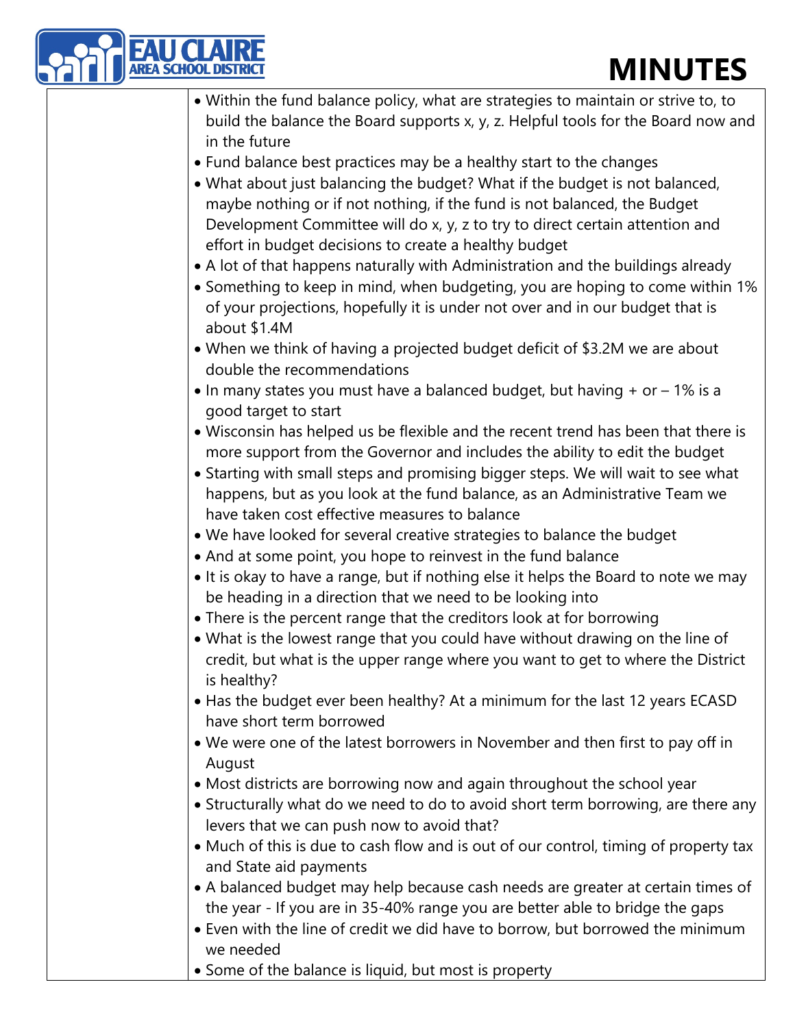- Within the fund balance policy, what are strategies to maintain or strive to, to build the balance the Board supports x, y, z. Helpful tools for the Board now and in the future
- Fund balance best practices may be a healthy start to the changes
- What about just balancing the budget? What if the budget is not balanced, maybe nothing or if not nothing, if the fund is not balanced, the Budget Development Committee will do x, y, z to try to direct certain attention and effort in budget decisions to create a healthy budget
- A lot of that happens naturally with Administration and the buildings already
- Something to keep in mind, when budgeting, you are hoping to come within 1% of your projections, hopefully it is under not over and in our budget that is about $1.4M
- When we think of having a projected budget deficit of $3.2M we are about double the recommendations
- In many states you must have a balanced budget, but having + or – 1% is a good target to start
- Wisconsin has helped us be flexible and the recent trend has been that there is more support from the Governor and includes the ability to edit the budget
- Starting with small steps and promising bigger steps. We will wait to see what happens, but as you look at the fund balance, as an Administrative Team we have taken cost effective measures to balance
- We have looked for several creative strategies to balance the budget
- And at some point, you hope to reinvest in the fund balance
- It is okay to have a range, but if nothing else it helps the Board to note we may be heading in a direction that we need to be looking into
- There is the percent range that the creditors look at for borrowing
- What is the lowest range that you could have without drawing on the line of credit, but what is the upper range where you want to get to where the District is healthy?
- Has the budget ever been healthy? At a minimum for the last 12 years ECASD have short term borrowed
- We were one of the latest borrowers in November and then first to pay off in August
- Most districts are borrowing now and again throughout the school year
- Structurally what do we need to do to avoid short term borrowing, are there any levers that we can push now to avoid that?
- Much of this is due to cash flow and is out of our control, timing of property tax and State aid payments
- A balanced budget may help because cash needs are greater at certain times of the year - If you are in 35-40% range you are better able to bridge the gaps
- Even with the line of credit we did have to borrow, but borrowed the minimum we needed
- Some of the balance is liquid, but most is property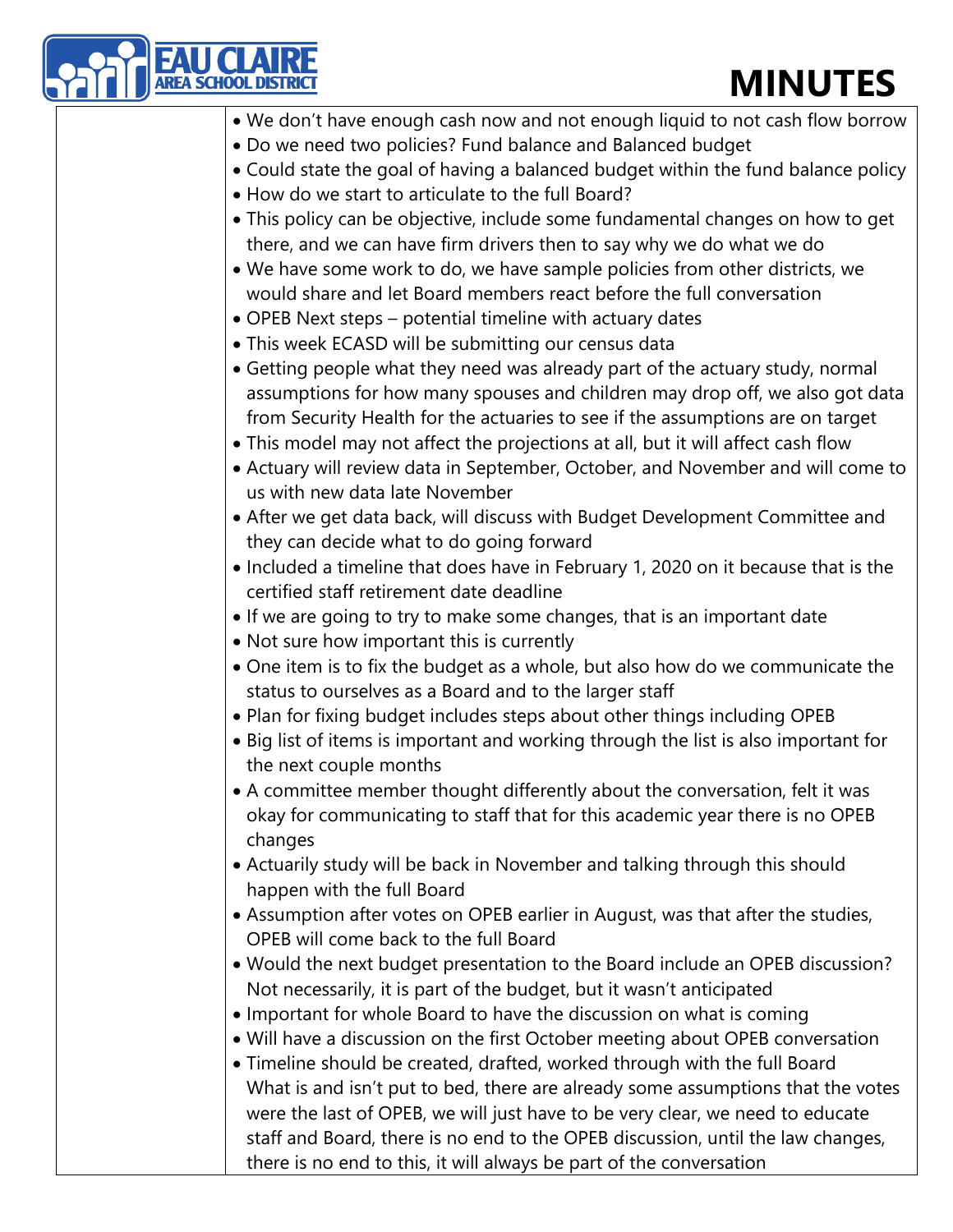- We don't have enough cash now and not enough liquid to not cash flow borrow
- Do we need two policies? Fund balance and Balanced budget
- Could state the goal of having a balanced budget within the fund balance policy
- How do we start to articulate to the full Board?
- This policy can be objective, include some fundamental changes on how to get there, and we can have firm drivers then to say why we do what we do
- We have some work to do, we have sample policies from other districts, we would share and let Board members react before the full conversation
- OPEB Next steps – potential timeline with actuary dates
- This week ECASD will be submitting our census data
- Getting people what they need was already part of the actuary study, normal assumptions for how many spouses and children may drop off, we also got data from Security Health for the actuaries to see if the assumptions are on target
- This model may not affect the projections at all, but it will affect cash flow
- Actuary will review data in September, October, and November and will come to us with new data late November
- After we get data back, will discuss with Budget Development Committee and they can decide what to do going forward
- Included a timeline that does have in February 1, 2020 on it because that is the certified staff retirement date deadline
- If we are going to try to make some changes, that is an important date
- Not sure how important this is currently
- One item is to fix the budget as a whole, but also how do we communicate the status to ourselves as a Board and to the larger staff
- Plan for fixing budget includes steps about other things including OPEB
- Big list of items is important and working through the list is also important for the next couple months
- A committee member thought differently about the conversation, felt it was okay for communicating to staff that for this academic year there is no OPEB changes
- Actuarily study will be back in November and talking through this should happen with the full Board
- Assumption after votes on OPEB earlier in August, was that after the studies, OPEB will come back to the full Board
- Would the next budget presentation to the Board include an OPEB discussion? Not necessarily, it is part of the budget, but it wasn't anticipated
- Important for whole Board to have the discussion on what is coming
- Will have a discussion on the first October meeting about OPEB conversation
- Timeline should be created, drafted, worked through with the full Board What is and isn't put to bed, there are already some assumptions that the votes were the last of OPEB, we will just have to be very clear, we need to educate staff and Board, there is no end to the OPEB discussion, until the law changes, there is no end to this, it will always be part of the conversation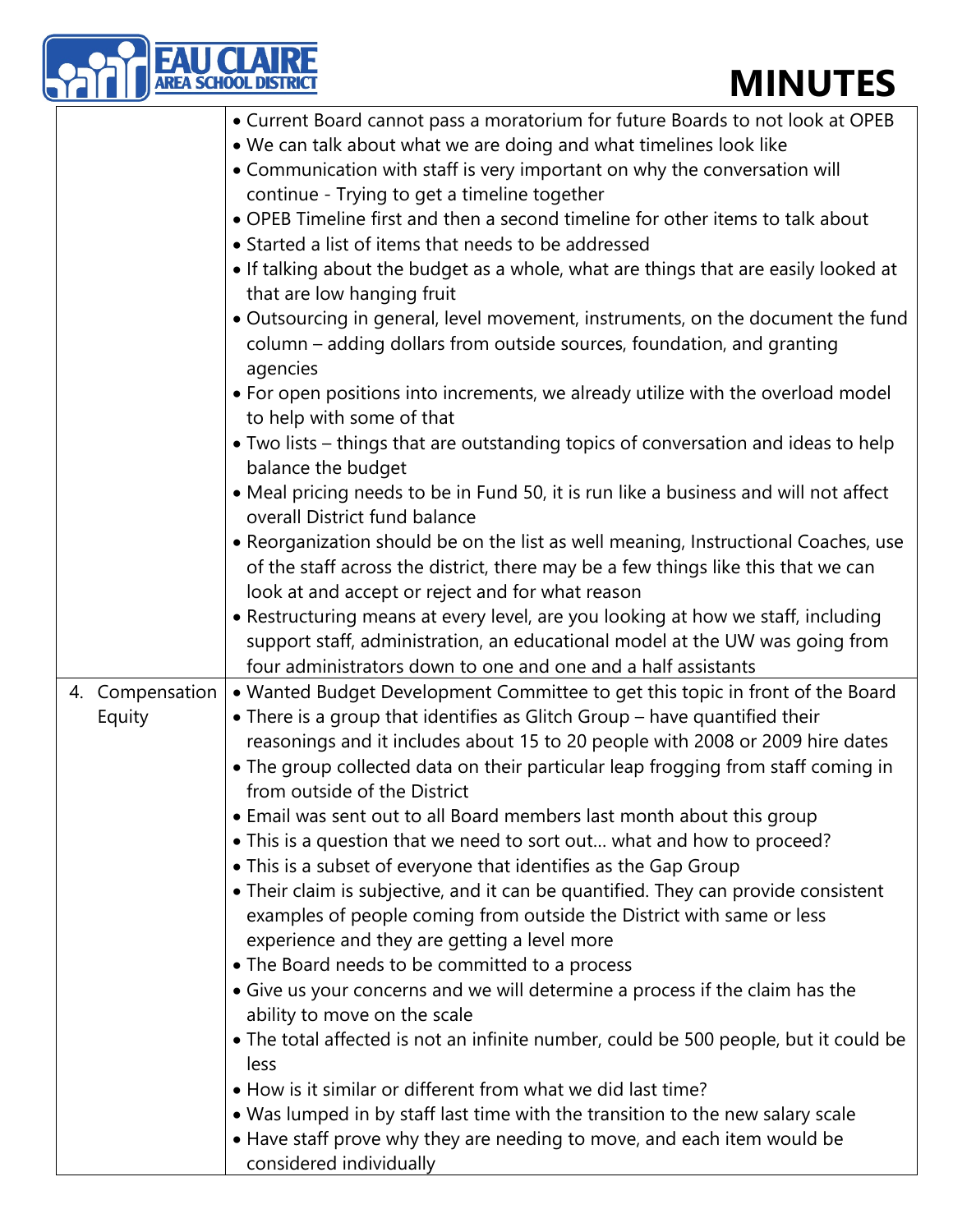| | |
|---|---|
| | • Current Board cannot pass a moratorium for future Boards to not look at OPEB<br>• We can talk about what we are doing and what timelines look like<br>• Communication with staff is very important on why the conversation will continue - Trying to get a timeline together<br>• OPEB Timeline first and then a second timeline for other items to talk about<br>• Started a list of items that needs to be addressed<br>• If talking about the budget as a whole, what are things that are easily looked at that are low hanging fruit<br>• Outsourcing in general, level movement, instruments, on the document the fund column – adding dollars from outside sources, foundation, and granting agencies<br>• For open positions into increments, we already utilize with the overload model to help with some of that<br>• Two lists – things that are outstanding topics of conversation and ideas to help balance the budget<br>• Meal pricing needs to be in Fund 50, it is run like a business and will not affect overall District fund balance<br>• Reorganization should be on the list as well meaning, Instructional Coaches, use of the staff across the district, there may be a few things like this that we can look at and accept or reject and for what reason<br>• Restructuring means at every level, are you looking at how we staff, including support staff, administration, an educational model at the UW was going from four administrators down to one and one and a half assistants |
| 4. Compensation Equity | • Wanted Budget Development Committee to get this topic in front of the Board<br>• There is a group that identifies as Glitch Group – have quantified their reasonings and it includes about 15 to 20 people with 2008 or 2009 hire dates<br>• The group collected data on their particular leap frogging from staff coming in from outside of the District<br>• Email was sent out to all Board members last month about this group<br>• This is a question that we need to sort out… what and how to proceed?<br>• This is a subset of everyone that identifies as the Gap Group<br>• Their claim is subjective, and it can be quantified. They can provide consistent examples of people coming from outside the District with same or less experience and they are getting a level more<br>• The Board needs to be committed to a process<br>• Give us your concerns and we will determine a process if the claim has the ability to move on the scale<br>• The total affected is not an infinite number, could be 500 people, but it could be less<br>• How is it similar or different from what we did last time?<br>• Was lumped in by staff last time with the transition to the new salary scale<br>• Have staff prove why they are needing to move, and each item would be considered individually |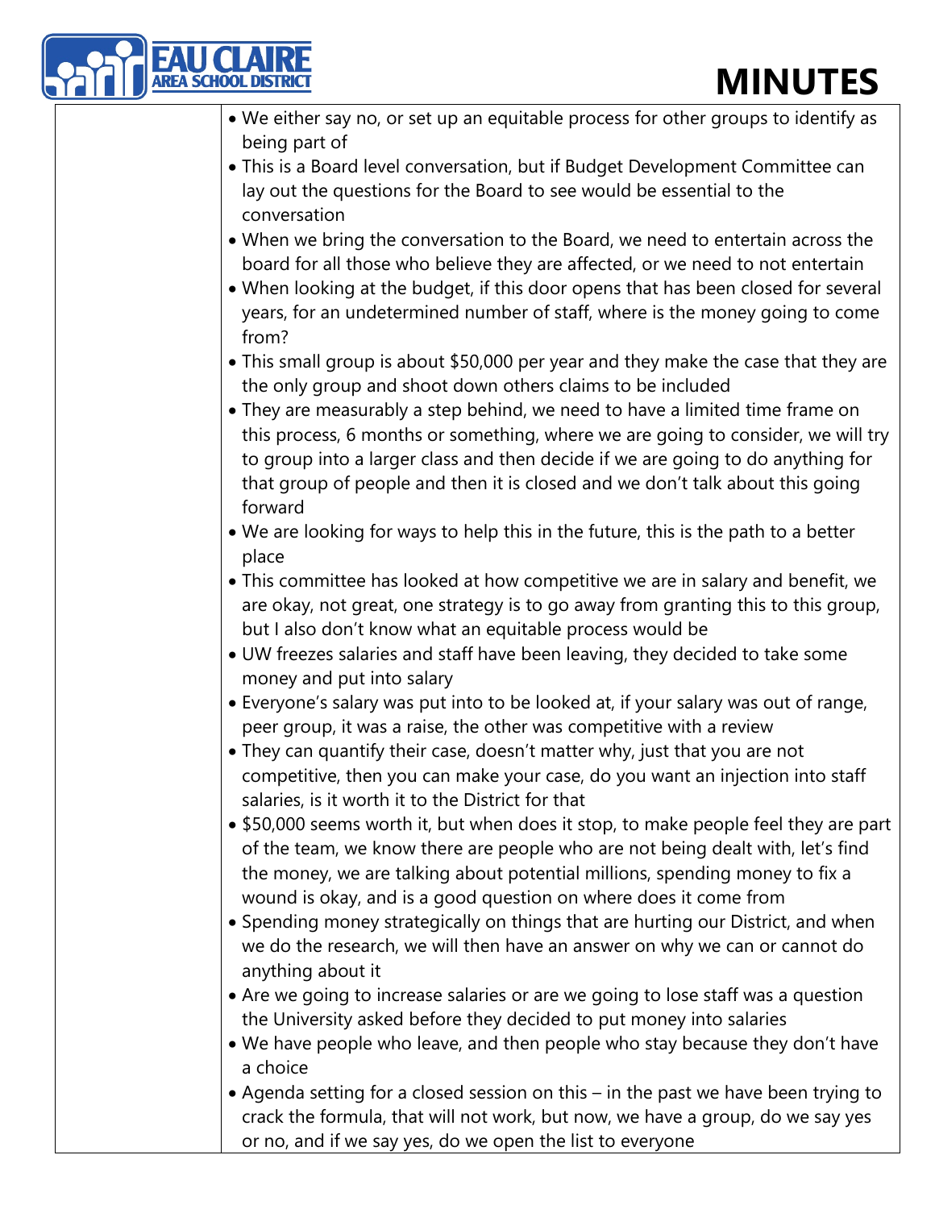- We either say no, or set up an equitable process for other groups to identify as being part of
- This is a Board level conversation, but if Budget Development Committee can lay out the questions for the Board to see would be essential to the conversation
- When we bring the conversation to the Board, we need to entertain across the board for all those who believe they are affected, or we need to not entertain
- When looking at the budget, if this door opens that has been closed for several years, for an undetermined number of staff, where is the money going to come from?
- This small group is about $50,000 per year and they make the case that they are the only group and shoot down others claims to be included
- They are measurably a step behind, we need to have a limited time frame on this process, 6 months or something, where we are going to consider, we will try to group into a larger class and then decide if we are going to do anything for that group of people and then it is closed and we don't talk about this going forward
- We are looking for ways to help this in the future, this is the path to a better place
- This committee has looked at how competitive we are in salary and benefit, we are okay, not great, one strategy is to go away from granting this to this group, but I also don't know what an equitable process would be
- UW freezes salaries and staff have been leaving, they decided to take some money and put into salary
- Everyone's salary was put into to be looked at, if your salary was out of range, peer group, it was a raise, the other was competitive with a review
- They can quantify their case, doesn't matter why, just that you are not competitive, then you can make your case, do you want an injection into staff salaries, is it worth it to the District for that
- $50,000 seems worth it, but when does it stop, to make people feel they are part of the team, we know there are people who are not being dealt with, let's find the money, we are talking about potential millions, spending money to fix a wound is okay, and is a good question on where does it come from
- Spending money strategically on things that are hurting our District, and when we do the research, we will then have an answer on why we can or cannot do anything about it
- Are we going to increase salaries or are we going to lose staff was a question the University asked before they decided to put money into salaries
- We have people who leave, and then people who stay because they don't have a choice
- Agenda setting for a closed session on this – in the past we have been trying to crack the formula, that will not work, but now, we have a group, do we say yes or no, and if we say yes, do we open the list to everyone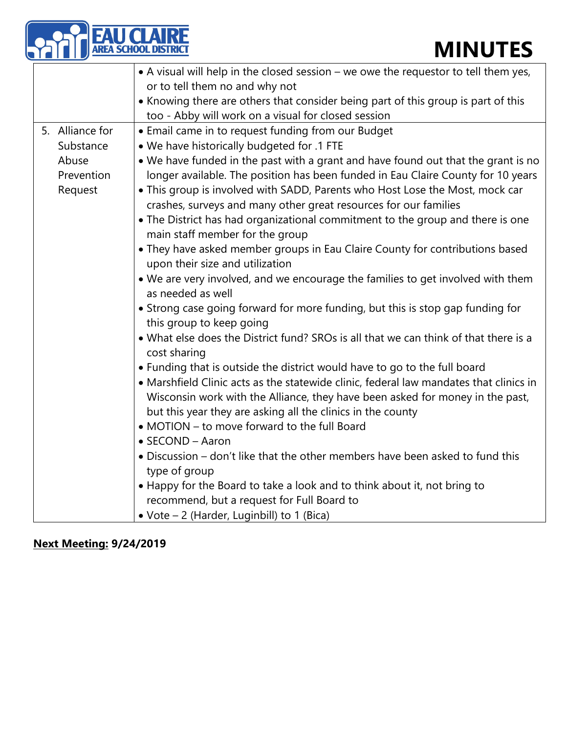# MINUTES

| | |
|---|---|
| | • A visual will help in the closed session – we owe the requestor to tell them yes, or to tell them no and why not<br>• Knowing there are others that consider being part of this group is part of this too - Abby will work on a visual for closed session |
| 5. Alliance for Substance Abuse Prevention Request | • Email came in to request funding from our Budget<br>• We have historically budgeted for .1 FTE<br>• We have funded in the past with a grant and have found out that the grant is no longer available. The position has been funded in Eau Claire County for 10 years<br>• This group is involved with SADD, Parents who Host Lose the Most, mock car crashes, surveys and many other great resources for our families<br>• The District has had organizational commitment to the group and there is one main staff member for the group<br>• They have asked member groups in Eau Claire County for contributions based upon their size and utilization<br>• We are very involved, and we encourage the families to get involved with them as needed as well<br>• Strong case going forward for more funding, but this is stop gap funding for this group to keep going<br>• What else does the District fund? SROs is all that we can think of that there is a cost sharing<br>• Funding that is outside the district would have to go to the full board<br>• Marshfield Clinic acts as the statewide clinic, federal law mandates that clinics in Wisconsin work with the Alliance, they have been asked for money in the past, but this year they are asking all the clinics in the county<br>• MOTION – to move forward to the full Board<br>• SECOND – Aaron<br>• Discussion – don't like that the other members have been asked to fund this type of group<br>• Happy for the Board to take a look and to think about it, not bring to recommend, but a request for Full Board to<br>• Vote – 2 (Harder, Luginbill) to 1 (Bica) |

**<u>Next Meeting:</u> 9/24/2019**